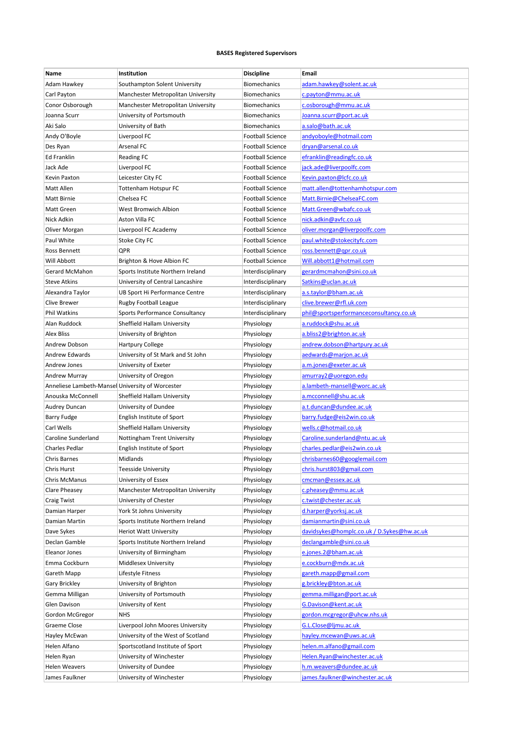**BASES Registered Supervisors**

| Name | Institution | Discipline | Email |
|---|---|---|---|
| Adam Hawkey | Southampton Solent University | Biomechanics | adam.hawkey@solent.ac.uk |
| Carl Payton | Manchester Metropolitan University | Biomechanics | c.payton@mmu.ac.uk |
| Conor Osborough | Manchester Metropolitan University | Biomechanics | c.osborough@mmu.ac.uk |
| Joanna Scurr | University of Portsmouth | Biomechanics | Joanna.scurr@port.ac.uk |
| Aki Salo | University of Bath | Biomechanics | a.salo@bath.ac.uk |
| Andy O'Boyle | Liverpool FC | Football Science | andyoboyle@hotmail.com |
| Des Ryan | Arsenal FC | Football Science | dryan@arsenal.co.uk |
| Ed Franklin | Reading FC | Football Science | efranklin@readingfc.co.uk |
| Jack Ade | Liverpool FC | Football Science | jack.ade@liverpoolfc.com |
| Kevin Paxton | Leicester City FC | Football Science | Kevin.paxton@lcfc.co.uk |
| Matt Allen | Tottenham Hotspur FC | Football Science | matt.allen@tottenhamhotspur.com |
| Matt Birnie | Chelsea FC | Football Science | Matt.Birnie@ChelseaFC.com |
| Matt Green | West Bromwich Albion | Football Science | Matt.Green@wbafc.co.uk |
| Nick Adkin | Aston Villa FC | Football Science | nick.adkin@avfc.co.uk |
| Oliver Morgan | Liverpool FC Academy | Football Science | oliver.morgan@liverpoolfc.com |
| Paul White | Stoke City FC | Football Science | paul.white@stokecityfc.com |
| Ross Bennett | QPR | Football Science | ross.bennett@qpr.co.uk |
| Will Abbott | Brighton & Hove Albion FC | Football Science | Will.abbott1@hotmail.com |
| Gerard McMahon | Sports Institute Northern Ireland | Interdisciplinary | gerardmcmahon@sini.co.uk |
| Steve Atkins | University of Central Lancashire | Interdisciplinary | Satkins@uclan.ac.uk |
| Alexandra Taylor | UB Sport Hi Performance Centre | Interdisciplinary | a.s.taylor@bham.ac.uk |
| Clive Brewer | Rugby Football League | Interdisciplinary | clive.brewer@rfl.uk.com |
| Phil Watkins | Sports Performance Consultancy | Interdisciplinary | phil@sportsperformanceconsultancy.co.uk |
| Alan Ruddock | Sheffield Hallam University | Physiology | a.ruddock@shu.ac.uk |
| Alex Bliss | University of Brighton | Physiology | a.bliss2@brighton.ac.uk |
| Andrew Dobson | Hartpury College | Physiology | andrew.dobson@hartpury.ac.uk |
| Andrew Edwards | University of St Mark and St John | Physiology | aedwards@marjon.ac.uk |
| Andrew Jones | University of Exeter | Physiology | a.m.jones@exeter.ac.uk |
| Andrew Murray | University of Oregon | Physiology | amurray2@uoregon.edu |
| Anneliese Lambeth-Mansel | University of Worcester | Physiology | a.lambeth-mansell@worc.ac.uk |
| Anouska McConnell | Sheffield Hallam University | Physiology | a.mcconnell@shu.ac.uk |
| Audrey Duncan | University of Dundee | Physiology | a.t.duncan@dundee.ac.uk |
| Barry Fudge | English Institute of Sport | Physiology | barry.fudge@eis2win.co.uk |
| Carl Wells | Sheffield Hallam University | Physiology | wells.c@hotmail.co.uk |
| Caroline Sunderland | Nottingham Trent University | Physiology | Caroline.sunderland@ntu.ac.uk |
| Charles Pedlar | English Institute of Sport | Physiology | charles.pedlar@eis2win.co.uk |
| Chris Barnes | Midlands | Physiology | chrisbarnes60@googlemail.com |
| Chris Hurst | Teesside University | Physiology | chris.hurst803@gmail.com |
| Chris McManus | University of Essex | Physiology | cmcman@essex.ac.uk |
| Clare Pheasey | Manchester Metropolitan University | Physiology | c.pheasey@mmu.ac.uk |
| Craig Twist | University of Chester | Physiology | c.twist@chester.ac.uk |
| Damian Harper | York St Johns University | Physiology | d.harper@yorksj.ac.uk |
| Damian Martin | Sports Institute Northern Ireland | Physiology | damianmartin@sini.co.uk |
| Dave Sykes | Heriot Watt University | Physiology | davidsykes@homplc.co.uk / D.Sykes@hw.ac.uk |
| Declan Gamble | Sports Institute Northern Ireland | Physiology | declangamble@sini.co.uk |
| Eleanor Jones | University of Birmingham | Physiology | e.jones.2@bham.ac.uk |
| Emma Cockburn | Middlesex University | Physiology | e.cockburn@mdx.ac.uk |
| Gareth Mapp | Lifestyle Fitness | Physiology | gareth.mapp@gmail.com |
| Gary Brickley | University of Brighton | Physiology | g.brickley@bton.ac.uk |
| Gemma Milligan | University of Portsmouth | Physiology | gemma.milligan@port.ac.uk |
| Glen Davison | University of Kent | Physiology | G.Davison@kent.ac.uk |
| Gordon McGregor | NHS | Physiology | gordon.mcgregor@uhcw.nhs.uk |
| Graeme Close | Liverpool John Moores University | Physiology | G.L.Close@ljmu.ac.uk |
| Hayley McEwan | University of the West of Scotland | Physiology | hayley.mcewan@uws.ac.uk |
| Helen Alfano | Sportscotland Institute of Sport | Physiology | helen.m.alfano@gmail.com |
| Helen Ryan | University of Winchester | Physiology | Helen.Ryan@winchester.ac.uk |
| Helen Weavers | University of Dundee | Physiology | h.m.weavers@dundee.ac.uk |
| James Faulkner | University of Winchester | Physiology | james.faulkner@winchester.ac.uk |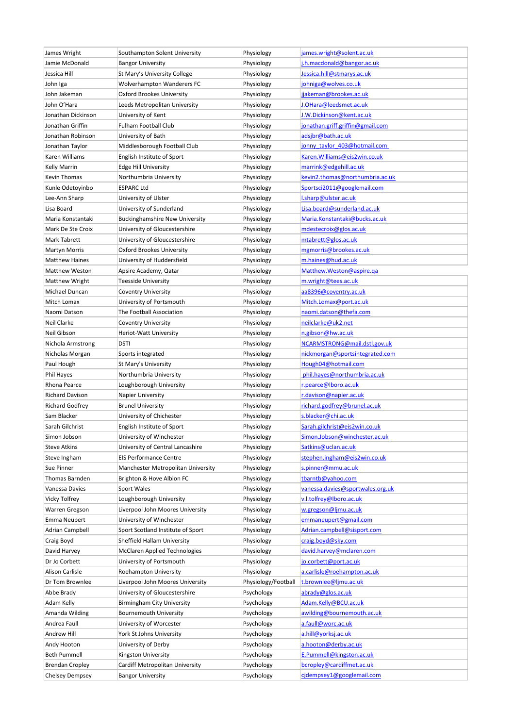| James Wright | Southampton Solent University | Physiology | james.wright@solent.ac.uk |
|---|---|---|---|
| Jamie McDonald | Bangor University | Physiology | j.h.macdonald@bangor.ac.uk |
| Jessica Hill | St Mary's University College | Physiology | Jessica.hill@stmarys.ac.uk |
| John Iga | Wolverhampton Wanderers FC | Physiology | johniga@wolves.co.uk |
| John Jakeman | Oxford Brookes University | Physiology | jjakeman@brookes.ac.uk |
| John O'Hara | Leeds Metropolitan University | Physiology | J.OHara@leedsmet.ac.uk |
| Jonathan Dickinson | University of Kent | Physiology | J.W.Dickinson@kent.ac.uk |
| Jonathan Griffin | Fulham Football Club | Physiology | jonathan.griff.griffin@gmail.com |
| Jonathan Robinson | University of Bath | Physiology | adsjbr@bath.ac.uk |
| Jonathan Taylor | Middlesborough Football Club | Physiology | jonny_taylor_403@hotmail.com |
| Karen Williams | English Institute of Sport | Physiology | Karen.Williams@eis2win.co.uk |
| Kelly Marrin | Edge Hill University | Physiology | marrink@edgehill.ac.uk |
| Kevin Thomas | Northumbria University | Physiology | kevin2.thomas@northumbria.ac.uk |
| Kunle Odetoyinbo | ESPARC Ltd | Physiology | Sportsci2011@googlemail.com |
| Lee-Ann Sharp | University of Ulster | Physiology | l.sharp@ulster.ac.uk |
| Lisa Board | University of Sunderland | Physiology | Lisa.board@sunderland.ac.uk |
| Maria Konstantaki | Buckinghamshire New University | Physiology | Maria.Konstantaki@bucks.ac.uk |
| Mark De Ste Croix | University of Gloucestershire | Physiology | mdestecroix@glos.ac.uk |
| Mark Tabrett | University of Gloucestershire | Physiology | mtabrett@glos.ac.uk |
| Martyn Morris | Oxford Brookes University | Physiology | mgmorris@brookes.ac.uk |
| Matthew Haines | University of Huddersfield | Physiology | m.haines@hud.ac.uk |
| Matthew Weston | Apsire Academy, Qatar | Physiology | Matthew.Weston@aspire.qa |
| Matthew Wright | Teesside University | Physiology | m.wright@tees.ac.uk |
| Michael Duncan | Coventry University | Physiology | aa8396@coventry.ac.uk |
| Mitch Lomax | University of Portsmouth | Physiology | Mitch.Lomax@port.ac.uk |
| Naomi Datson | The Football Association | Physiology | naomi.datson@thefa.com |
| Neil Clarke | Coventry University | Physiology | neilclarke@uk2.net |
| Neil Gibson | Heriot-Watt University | Physiology | n.gibson@hw.ac.uk |
| Nichola Armstrong | DSTI | Physiology | NCARMSTRONG@mail.dstl.gov.uk |
| Nicholas Morgan | Sports integrated | Physiology | nickmorgan@sportsintegrated.com |
| Paul Hough | St Mary's University | Physiology | Hough04@hotmail.com |
| Phil Hayes | Northumbria University | Physiology | phil.hayes@northumbria.ac.uk |
| Rhona Pearce | Loughborough University | Physiology | r.pearce@lboro.ac.uk |
| Richard Davison | Napier University | Physiology | r.davison@napier.ac.uk |
| Richard Godfrey | Brunel University | Physiology | richard.godfrey@brunel.ac.uk |
| Sam Blacker | University of Chichester | Physiology | s.blacker@chi.ac.uk |
| Sarah Gilchrist | English Institute of Sport | Physiology | Sarah.gilchrist@eis2win.co.uk |
| Simon Jobson | University of Winchester | Physiology | Simon.Jobson@winchester.ac.uk |
| Steve Atkins | University of Central Lancashire | Physiology | Satkins@uclan.ac.uk |
| Steve Ingham | EIS Performance Centre | Physiology | stephen.ingham@eis2win.co.uk |
| Sue Pinner | Manchester Metropolitan University | Physiology | s.pinner@mmu.ac.uk |
| Thomas Barnden | Brighton & Hove Albion FC | Physiology | tbarntb@yahoo.com |
| Vanessa Davies | Sport Wales | Physiology | vanessa.davies@sportwales.org.uk |
| Vicky Tolfrey | Loughborough University | Physiology | v.l.tolfrey@lboro.ac.uk |
| Warren Gregson | Liverpool John Moores University | Physiology | w.gregson@ljmu.ac.uk |
| Emma Neupert | University of Winchester | Physiology | emmaneupert@gmail.com |
| Adrian Campbell | Sport Scotland Institute of Sport | Physiology | Adrian.campbell@sisport.com |
| Craig Boyd | Sheffield Hallam University | Physiology | craig.boyd@sky.com |
| David Harvey | McClaren Applied Technologies | Physiology | david.harvey@mclaren.com |
| Dr Jo Corbett | University of Portsmouth | Physiology | jo.corbett@port.ac.uk |
| Alison Carlisle | Roehampton University | Physiology | a.carlisle@roehampton.ac.uk |
| Dr Tom Brownlee | Liverpool John Moores University | Physiology/Football | t.brownlee@ljmu.ac.uk |
| Abbe Brady | University of Gloucestershire | Psychology | abrady@glos.ac.uk |
| Adam Kelly | Birmingham City University | Psychology | Adam.Kelly@BCU.ac.uk |
| Amanda Wilding | Bournemouth University | Psychology | awilding@bournemouth.ac.uk |
| Andrea Faull | University of Worcester | Psychology | a.faull@worc.ac.uk |
| Andrew Hill | York St Johns University | Psychology | a.hill@yorksj.ac.uk |
| Andy Hooton | University of Derby | Psychology | a.hooton@derby.ac.uk |
| Beth Pummell | Kingston University | Psychology | E.Pummell@kingston.ac.uk |
| Brendan Cropley | Cardiff Metropolitan University | Psychology | bcropley@cardiffmet.ac.uk |
| Chelsey Dempsey | Bangor University | Psychology | cjdempsey1@googlemail.com |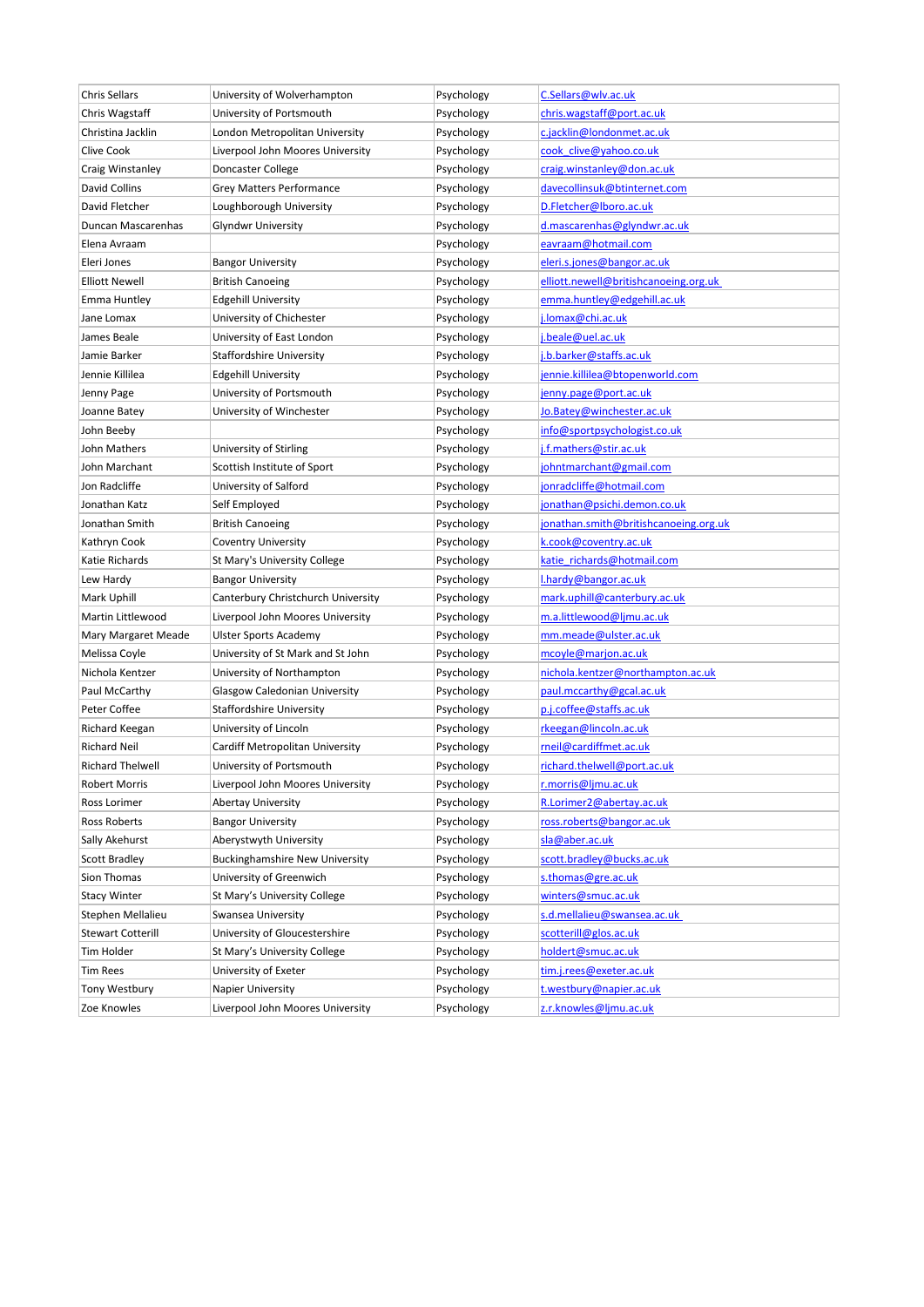| | | | |
|---|---|---|---|
| Chris Sellars | University of Wolverhampton | Psychology | C.Sellars@wlv.ac.uk |
| Chris Wagstaff | University of Portsmouth | Psychology | chris.wagstaff@port.ac.uk |
| Christina Jacklin | London Metropolitan University | Psychology | c.jacklin@londonmet.ac.uk |
| Clive Cook | Liverpool John Moores University | Psychology | cook_clive@yahoo.co.uk |
| Craig Winstanley | Doncaster College | Psychology | craig.winstanley@don.ac.uk |
| David Collins | Grey Matters Performance | Psychology | davecollinsuk@btinternet.com |
| David Fletcher | Loughborough University | Psychology | D.Fletcher@lboro.ac.uk |
| Duncan Mascarenhas | Glyndwr University | Psychology | d.mascarenhas@glyndwr.ac.uk |
| Elena Avraam | | Psychology | eavraam@hotmail.com |
| Eleri Jones | Bangor University | Psychology | eleri.s.jones@bangor.ac.uk |
| Elliott Newell | British Canoeing | Psychology | elliott.newell@britishcanoeing.org.uk |
| Emma Huntley | Edgehill University | Psychology | emma.huntley@edgehill.ac.uk |
| Jane Lomax | University of Chichester | Psychology | j.lomax@chi.ac.uk |
| James Beale | University of East London | Psychology | j.beale@uel.ac.uk |
| Jamie Barker | Staffordshire University | Psychology | j.b.barker@staffs.ac.uk |
| Jennie Killilea | Edgehill University | Psychology | jennie.killilea@btopenworld.com |
| Jenny Page | University of Portsmouth | Psychology | jenny.page@port.ac.uk |
| Joanne Batey | University of Winchester | Psychology | Jo.Batey@winchester.ac.uk |
| John Beeby | | Psychology | info@sportpsychologist.co.uk |
| John Mathers | University of Stirling | Psychology | j.f.mathers@stir.ac.uk |
| John Marchant | Scottish Institute of Sport | Psychology | johntmarchant@gmail.com |
| Jon Radcliffe | University of Salford | Psychology | jonradcliffe@hotmail.com |
| Jonathan Katz | Self Employed | Psychology | jonathan@psichi.demon.co.uk |
| Jonathan Smith | British Canoeing | Psychology | jonathan.smith@britishcanoeing.org.uk |
| Kathryn Cook | Coventry University | Psychology | k.cook@coventry.ac.uk |
| Katie Richards | St Mary's University College | Psychology | katie_richards@hotmail.com |
| Lew Hardy | Bangor University | Psychology | l.hardy@bangor.ac.uk |
| Mark Uphill | Canterbury Christchurch University | Psychology | mark.uphill@canterbury.ac.uk |
| Martin Littlewood | Liverpool John Moores University | Psychology | m.a.littlewood@ljmu.ac.uk |
| Mary Margaret Meade | Ulster Sports Academy | Psychology | mm.meade@ulster.ac.uk |
| Melissa Coyle | University of St Mark and St John | Psychology | mcoyle@marjon.ac.uk |
| Nichola Kentzer | University of Northampton | Psychology | nichola.kentzer@northampton.ac.uk |
| Paul McCarthy | Glasgow Caledonian University | Psychology | paul.mccarthy@gcal.ac.uk |
| Peter Coffee | Staffordshire University | Psychology | p.j.coffee@staffs.ac.uk |
| Richard Keegan | University of Lincoln | Psychology | rkeegan@lincoln.ac.uk |
| Richard Neil | Cardiff Metropolitan University | Psychology | rneil@cardiffmet.ac.uk |
| Richard Thelwell | University of Portsmouth | Psychology | richard.thelwell@port.ac.uk |
| Robert Morris | Liverpool John Moores University | Psychology | r.morris@ljmu.ac.uk |
| Ross Lorimer | Abertay University | Psychology | R.Lorimer2@abertay.ac.uk |
| Ross Roberts | Bangor University | Psychology | ross.roberts@bangor.ac.uk |
| Sally Akehurst | Aberystwyth University | Psychology | sla@aber.ac.uk |
| Scott Bradley | Buckinghamshire New University | Psychology | scott.bradley@bucks.ac.uk |
| Sion Thomas | University of Greenwich | Psychology | s.thomas@gre.ac.uk |
| Stacy Winter | St Mary's University College | Psychology | winters@smuc.ac.uk |
| Stephen Mellalieu | Swansea University | Psychology | s.d.mellalieu@swansea.ac.uk |
| Stewart Cotterill | University of Gloucestershire | Psychology | scotterill@glos.ac.uk |
| Tim Holder | St Mary's University College | Psychology | holdert@smuc.ac.uk |
| Tim Rees | University of Exeter | Psychology | tim.j.rees@exeter.ac.uk |
| Tony Westbury | Napier University | Psychology | t.westbury@napier.ac.uk |
| Zoe Knowles | Liverpool John Moores University | Psychology | z.r.knowles@ljmu.ac.uk |